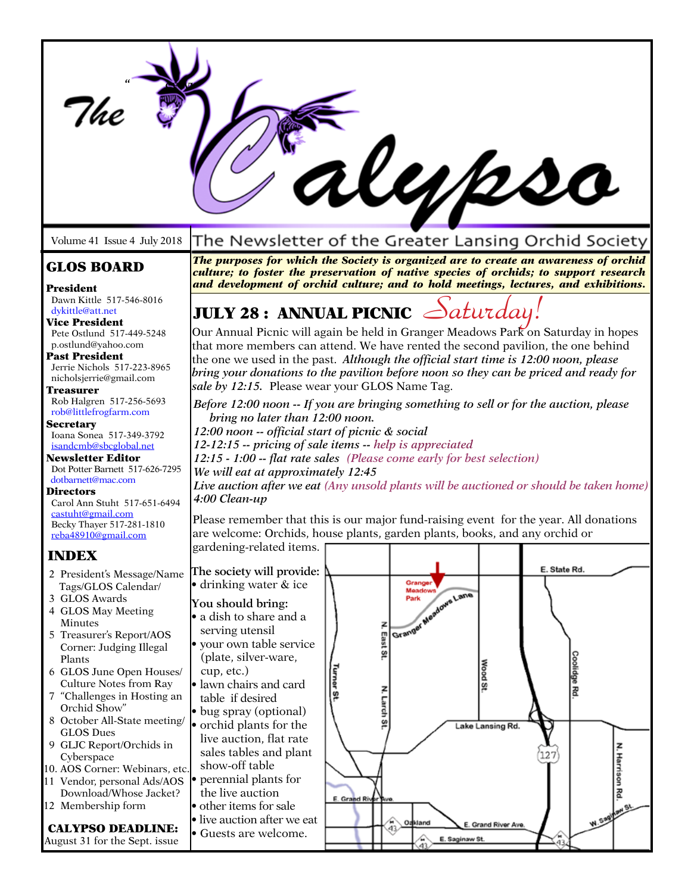# The Calypso

Volume 41 Issue 4 July 2018

The Newsletter of the Greater Lansing Orchid Society

***The purposes for which the Society is organized are to create an awareness of orchid culture; to foster the preservation of native species of orchids; to support research and development of orchid culture; and to hold meetings, lectures, and exhibitions.***

## GLOS BOARD

**President**
Dawn Kittle 517-546-8016
dykittle@att.net

**Vice President**
Pete Ostlund 517-449-5248
p.ostlund@yahoo.com

**Past President**
Jerrie Nichols 517-223-8965
nicholsjerrie@gmail.com

**Treasurer**
Rob Halgren 517-256-5693
rob@littlefrogfarm.com

**Secretary**
Ioana Sonea 517-349-3792
isandcmb@sbcglobal.net

**Newsletter Editor**
Dot Potter Barnett 517-626-7295
dotbarnett@mac.com

**Directors**
Carol Ann Stuht 517-651-6494
castuht@gmail.com
Becky Thayer 517-281-1810
reba48910@gmail.com

## INDEX

2 President's Message/Name Tags/GLOS Calendar/
3 GLOS Awards
4 GLOS May Meeting Minutes
5 Treasurer's Report/AOS Corner: Judging Illegal Plants
6 GLOS June Open Houses/ Culture Notes from Ray
7 "Challenges in Hosting an Orchid Show"
8 October All-State meeting/ GLOS Dues
9 GLJC Report/Orchids in Cyberspace
10. AOS Corner: Webinars, etc.
11 Vendor, personal Ads/AOS Download/Whose Jacket?
12 Membership form

**CALYPSO DEADLINE:**
August 31 for the Sept. issue

## JULY 28 : ANNUAL PICNIC *Saturday!*

Our Annual Picnic will again be held in Granger Meadows Park on Saturday in hopes that more members can attend. We have rented the second pavilion, the one behind the one we used in the past. *Although the official start time is 12:00 noon, please bring your donations to the pavilion before noon so they can be priced and ready for sale by 12:15.* Please wear your GLOS Name Tag.

*Before 12:00 noon -- If you are bringing something to sell or for the auction, please bring no later than 12:00 noon.*
*12:00 noon -- official start of picnic & social*
*12-12:15 -- pricing of sale items -- help is appreciated*
*12:15 - 1:00 -- flat rate sales (Please come early for best selection)*
*We will eat at approximately 12:45*
*Live auction after we eat (Any unsold plants will be auctioned or should be taken home)*
*4:00 Clean-up*

Please remember that this is our major fund-raising event for the year. All donations are welcome: Orchids, house plants, garden plants, books, and any orchid or gardening-related items.

**The society will provide:**
- drinking water & ice

**You should bring:**
- a dish to share and a serving utensil
- your own table service (plate, silver-ware, cup, etc.)
- lawn chairs and card table if desired
- bug spray (optional)
- orchid plants for the live auction, flat rate sales tables and plant show-off table
- perennial plants for the live auction
- other items for sale
- live auction after we eat
- Guests are welcome.

Granger Meadows Park — Granger Meadows Lane; N. East St.; N. Larch St.; Turner St.; Wood St.; Coolidge Rd.; E. State Rd.; Lake Lansing Rd.; 127; N. Harrison Rd.; W. Saginaw St.; E. Grand River Ave.; Oakland; E. Saginaw St.; 43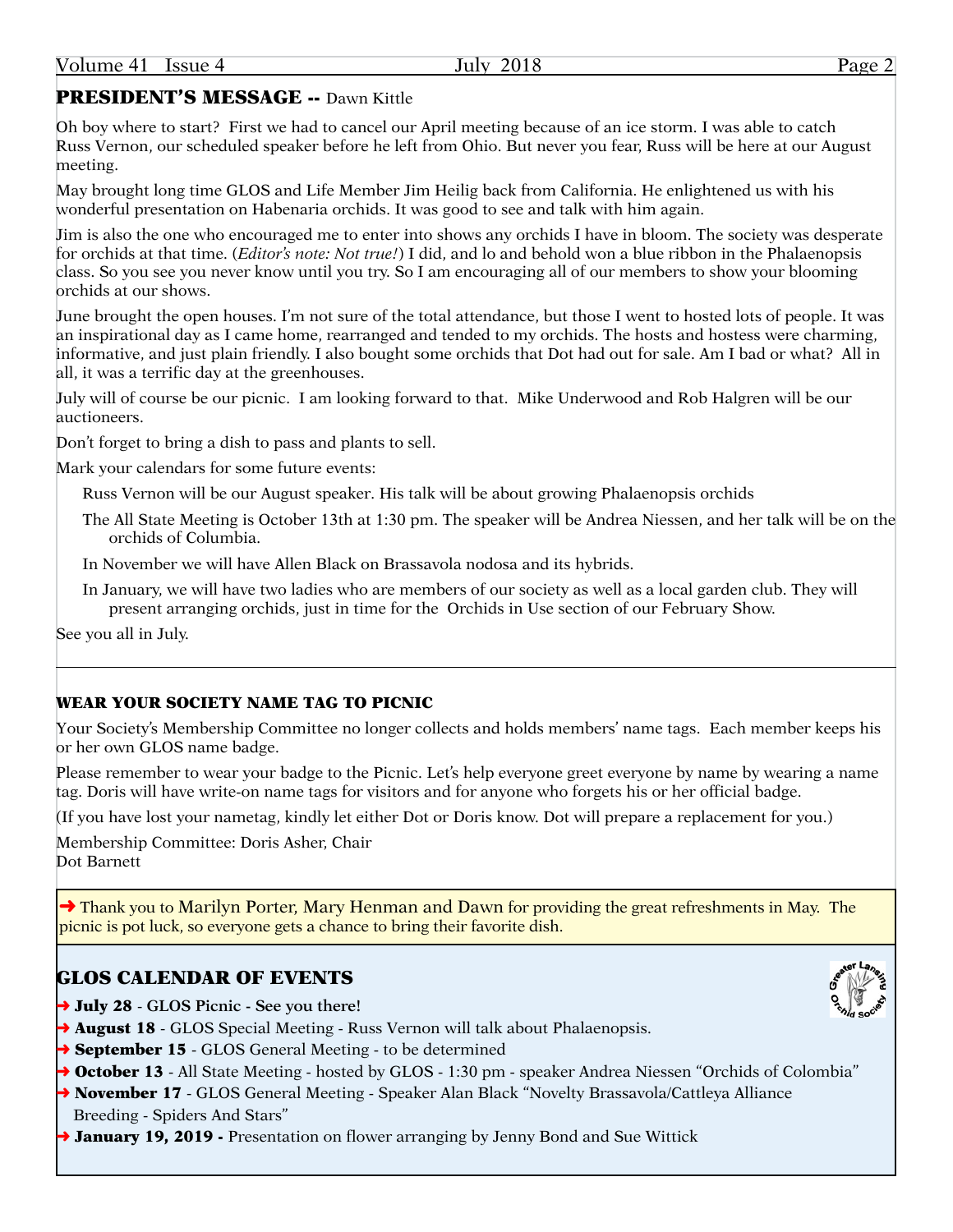## PRESIDENT'S MESSAGE -- Dawn Kittle

Oh boy where to start? First we had to cancel our April meeting because of an ice storm. I was able to catch Russ Vernon, our scheduled speaker before he left from Ohio. But never you fear, Russ will be here at our August meeting.

May brought long time GLOS and Life Member Jim Heilig back from California. He enlightened us with his wonderful presentation on Habenaria orchids. It was good to see and talk with him again.

Jim is also the one who encouraged me to enter into shows any orchids I have in bloom. The society was desperate for orchids at that time. (*Editor's note: Not true!*) I did, and lo and behold won a blue ribbon in the Phalaenopsis class. So you see you never know until you try. So I am encouraging all of our members to show your blooming orchids at our shows.

June brought the open houses. I'm not sure of the total attendance, but those I went to hosted lots of people. It was an inspirational day as I came home, rearranged and tended to my orchids. The hosts and hostess were charming, informative, and just plain friendly. I also bought some orchids that Dot had out for sale. Am I bad or what? All in all, it was a terrific day at the greenhouses.

July will of course be our picnic. I am looking forward to that. Mike Underwood and Rob Halgren will be our auctioneers.

Don't forget to bring a dish to pass and plants to sell.

Mark your calendars for some future events:

- Russ Vernon will be our August speaker. His talk will be about growing Phalaenopsis orchids
- The All State Meeting is October 13th at 1:30 pm. The speaker will be Andrea Niessen, and her talk will be on the orchids of Columbia.
- In November we will have Allen Black on Brassavola nodosa and its hybrids.
- In January, we will have two ladies who are members of our society as well as a local garden club. They will present arranging orchids, just in time for the Orchids in Use section of our February Show.

See you all in July.

---

## WEAR YOUR SOCIETY NAME TAG TO PICNIC

Your Society's Membership Committee no longer collects and holds members' name tags. Each member keeps his or her own GLOS name badge.

Please remember to wear your badge to the Picnic. Let's help everyone greet everyone by name by wearing a name tag. Doris will have write-on name tags for visitors and for anyone who forgets his or her official badge.

(If you have lost your nametag, kindly let either Dot or Doris know. Dot will prepare a replacement for you.)

Membership Committee: Doris Asher, Chair
Dot Barnett

➜ Thank you to Marilyn Porter, Mary Henman and Dawn for providing the great refreshments in May. The picnic is pot luck, so everyone gets a chance to bring their favorite dish.

## GLOS CALENDAR OF EVENTS

- ➜ **July 28** - **GLOS Picnic - See you there!**
- ➜ **August 18** - GLOS Special Meeting - Russ Vernon will talk about Phalaenopsis.
- ➜ **September 15** - GLOS General Meeting - to be determined
- ➜ **October 13** - All State Meeting - hosted by GLOS - 1:30 pm - speaker Andrea Niessen "Orchids of Colombia"
- ➜ **November 17** - GLOS General Meeting - Speaker Alan Black "Novelty Brassavola/Cattleya Alliance Breeding - Spiders And Stars"
- ➜ **January 19, 2019 -** Presentation on flower arranging by Jenny Bond and Sue Wittick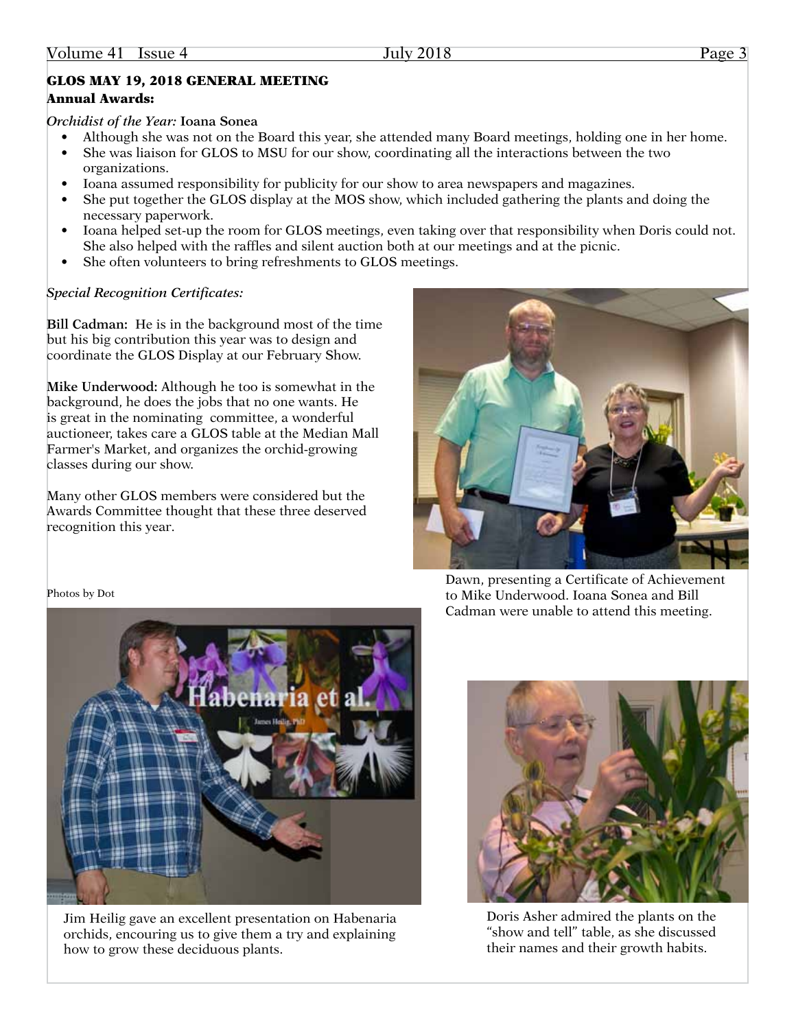### GLOS MAY 19, 2018 GENERAL MEETING

**Annual Awards:**

*Orchidist of the Year:* **Ioana Sonea**

- Although she was not on the Board this year, she attended many Board meetings, holding one in her home.
- She was liaison for GLOS to MSU for our show, coordinating all the interactions between the two organizations.
- Ioana assumed responsibility for publicity for our show to area newspapers and magazines.
- She put together the GLOS display at the MOS show, which included gathering the plants and doing the necessary paperwork.
- Ioana helped set-up the room for GLOS meetings, even taking over that responsibility when Doris could not. She also helped with the raffles and silent auction both at our meetings and at the picnic.
- She often volunteers to bring refreshments to GLOS meetings.

*Special Recognition Certificates:*

**Bill Cadman:** He is in the background most of the time but his big contribution this year was to design and coordinate the GLOS Display at our February Show.

**Mike Underwood:** Although he too is somewhat in the background, he does the jobs that no one wants. He is great in the nominating committee, a wonderful auctioneer, takes care a GLOS table at the Median Mall Farmer's Market, and organizes the orchid-growing classes during our show.

Many other GLOS members were considered but the Awards Committee thought that these three deserved recognition this year.

Dawn, presenting a Certificate of Achievement to Mike Underwood. Ioana Sonea and Bill Cadman were unable to attend this meeting.

Photos by Dot

Jim Heilig gave an excellent presentation on Habenaria orchids, encouring us to give them a try and explaining how to grow these deciduous plants.

Doris Asher admired the plants on the "show and tell" table, as she discussed their names and their growth habits.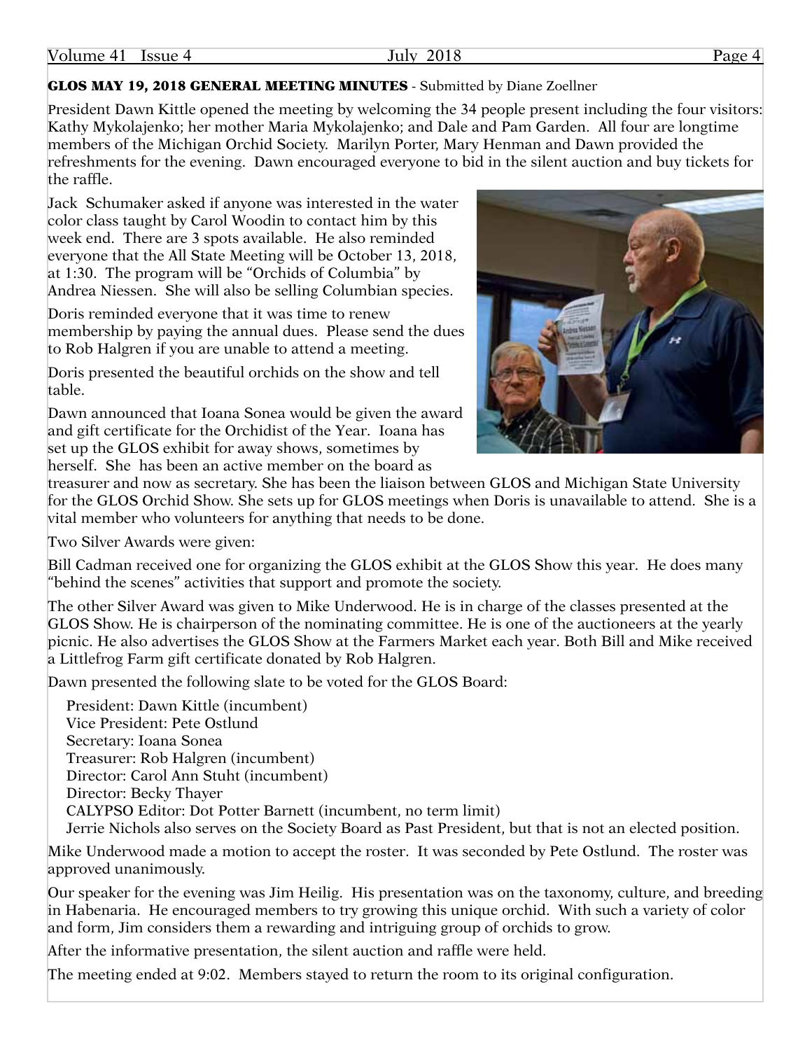## GLOS MAY 19, 2018 GENERAL MEETING MINUTES - Submitted by Diane Zoellner

President Dawn Kittle opened the meeting by welcoming the 34 people present including the four visitors: Kathy Mykolajenko; her mother Maria Mykolajenko; and Dale and Pam Garden. All four are longtime members of the Michigan Orchid Society. Marilyn Porter, Mary Henman and Dawn provided the refreshments for the evening. Dawn encouraged everyone to bid in the silent auction and buy tickets for the raffle.

Jack Schumaker asked if anyone was interested in the water color class taught by Carol Woodin to contact him by this week end. There are 3 spots available. He also reminded everyone that the All State Meeting will be October 13, 2018, at 1:30. The program will be "Orchids of Columbia" by Andrea Niessen. She will also be selling Columbian species.

Doris reminded everyone that it was time to renew membership by paying the annual dues. Please send the dues to Rob Halgren if you are unable to attend a meeting.

Doris presented the beautiful orchids on the show and tell table.

Dawn announced that Ioana Sonea would be given the award and gift certificate for the Orchidist of the Year. Ioana has set up the GLOS exhibit for away shows, sometimes by herself. She has been an active member on the board as treasurer and now as secretary. She has been the liaison between GLOS and Michigan State University for the GLOS Orchid Show. She sets up for GLOS meetings when Doris is unavailable to attend. She is a vital member who volunteers for anything that needs to be done.

Two Silver Awards were given:

Bill Cadman received one for organizing the GLOS exhibit at the GLOS Show this year. He does many "behind the scenes" activities that support and promote the society.

The other Silver Award was given to Mike Underwood. He is in charge of the classes presented at the GLOS Show. He is chairperson of the nominating committee. He is one of the auctioneers at the yearly picnic. He also advertises the GLOS Show at the Farmers Market each year. Both Bill and Mike received a Littlefrog Farm gift certificate donated by Rob Halgren.

Dawn presented the following slate to be voted for the GLOS Board:

President: Dawn Kittle (incumbent)
Vice President: Pete Ostlund
Secretary: Ioana Sonea
Treasurer: Rob Halgren (incumbent)
Director: Carol Ann Stuht (incumbent)
Director: Becky Thayer
CALYPSO Editor: Dot Potter Barnett (incumbent, no term limit)
Jerrie Nichols also serves on the Society Board as Past President, but that is not an elected position.

Mike Underwood made a motion to accept the roster. It was seconded by Pete Ostlund. The roster was approved unanimously.

Our speaker for the evening was Jim Heilig. His presentation was on the taxonomy, culture, and breeding in Habenaria. He encouraged members to try growing this unique orchid. With such a variety of color and form, Jim considers them a rewarding and intriguing group of orchids to grow.

After the informative presentation, the silent auction and raffle were held.

The meeting ended at 9:02. Members stayed to return the room to its original configuration.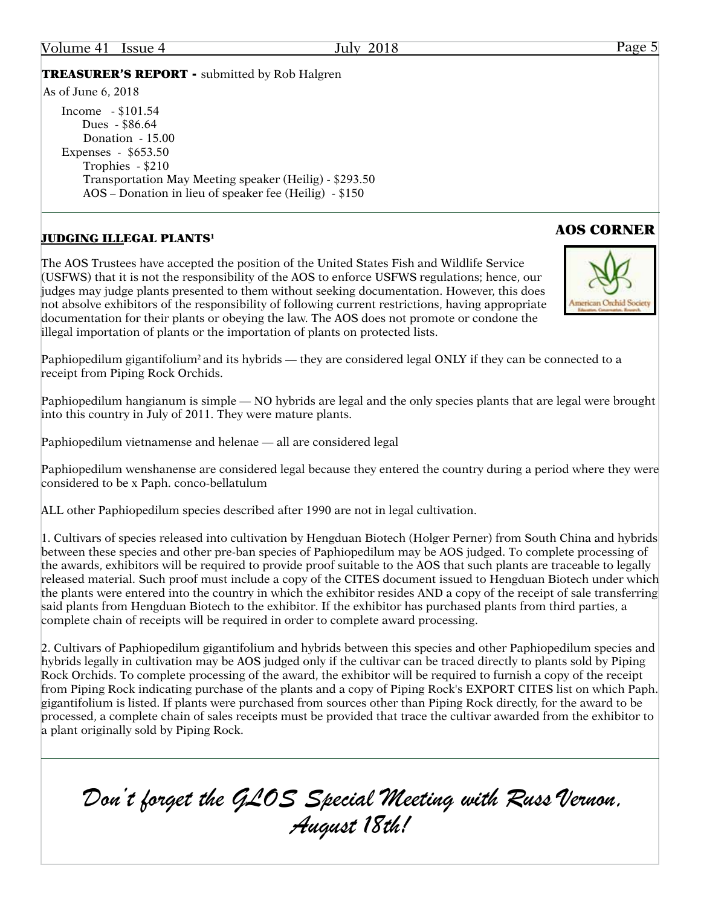**TREASURER'S REPORT -** submitted by Rob Halgren

As of June 6, 2018

Income - $101.54
- Dues - $86.64
- Donation - 15.00

Expenses - $653.50
- Trophies - $210
- Transportation May Meeting speaker (Heilig) - $293.50
- AOS – Donation in lieu of speaker fee (Heilig) - $150

---

## AOS CORNER

### JUDGING ILLEGAL PLANTS[1]

The AOS Trustees have accepted the position of the United States Fish and Wildlife Service (USFWS) that it is not the responsibility of the AOS to enforce USFWS regulations; hence, our judges may judge plants presented to them without seeking documentation. However, this does not absolve exhibitors of the responsibility of following current restrictions, having appropriate documentation for their plants or obeying the law. The AOS does not promote or condone the illegal importation of plants or the importation of plants on protected lists.

Paphiopedilum gigantifolium[2] and its hybrids — they are considered legal ONLY if they can be connected to a receipt from Piping Rock Orchids.

Paphiopedilum hangianum is simple — NO hybrids are legal and the only species plants that are legal were brought into this country in July of 2011. They were mature plants.

Paphiopedilum vietnamense and helenae — all are considered legal

Paphiopedilum wenshanense are considered legal because they entered the country during a period where they were considered to be x Paph. conco-bellatulum

ALL other Paphiopedilum species described after 1990 are not in legal cultivation.

1. Cultivars of species released into cultivation by Hengduan Biotech (Holger Perner) from South China and hybrids between these species and other pre-ban species of Paphiopedilum may be AOS judged. To complete processing of the awards, exhibitors will be required to provide proof suitable to the AOS that such plants are traceable to legally released material. Such proof must include a copy of the CITES document issued to Hengduan Biotech under which the plants were entered into the country in which the exhibitor resides AND a copy of the receipt of sale transferring said plants from Hengduan Biotech to the exhibitor. If the exhibitor has purchased plants from third parties, a complete chain of receipts will be required in order to complete award processing.

2. Cultivars of Paphiopedilum gigantifolium and hybrids between this species and other Paphiopedilum species and hybrids legally in cultivation may be AOS judged only if the cultivar can be traced directly to plants sold by Piping Rock Orchids. To complete processing of the award, the exhibitor will be required to furnish a copy of the receipt from Piping Rock indicating purchase of the plants and a copy of Piping Rock's EXPORT CITES list on which Paph. gigantifolium is listed. If plants were purchased from sources other than Piping Rock directly, for the award to be processed, a complete chain of sales receipts must be provided that trace the cultivar awarded from the exhibitor to a plant originally sold by Piping Rock.

---

*Don't forget the GLOS Special Meeting with Russ Vernon, August 18th!*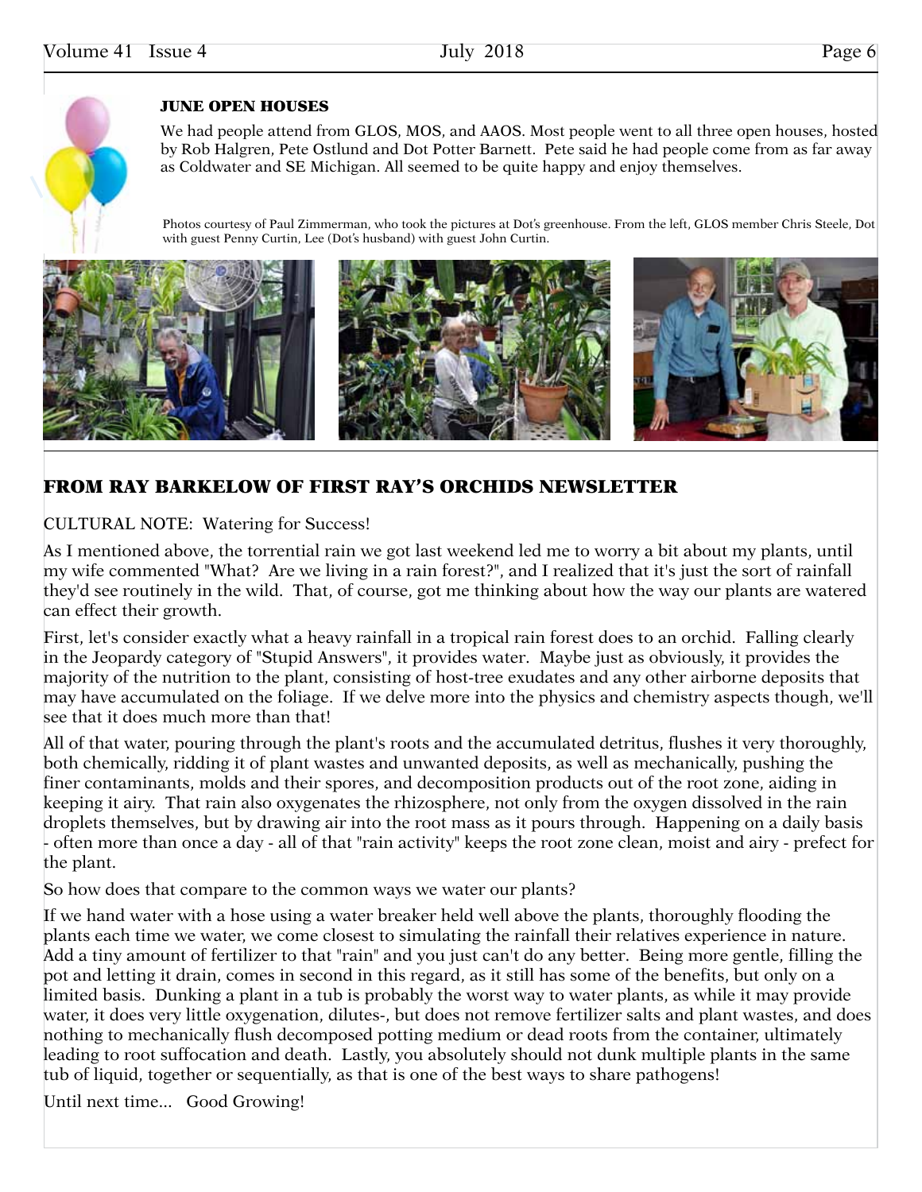## JUNE OPEN HOUSES

We had people attend from GLOS, MOS, and AAOS. Most people went to all three open houses, hosted by Rob Halgren, Pete Ostlund and Dot Potter Barnett. Pete said he had people come from as far away as Coldwater and SE Michigan. All seemed to be quite happy and enjoy themselves.

Photos courtesy of Paul Zimmerman, who took the pictures at Dot's greenhouse. From the left, GLOS member Chris Steele, Dot with guest Penny Curtin, Lee (Dot's husband) with guest John Curtin.

## FROM RAY BARKELOW OF FIRST RAY'S ORCHIDS NEWSLETTER

CULTURAL NOTE: Watering for Success!

As I mentioned above, the torrential rain we got last weekend led me to worry a bit about my plants, until my wife commented "What? Are we living in a rain forest?", and I realized that it's just the sort of rainfall they'd see routinely in the wild. That, of course, got me thinking about how the way our plants are watered can effect their growth.

First, let's consider exactly what a heavy rainfall in a tropical rain forest does to an orchid. Falling clearly in the Jeopardy category of "Stupid Answers", it provides water. Maybe just as obviously, it provides the majority of the nutrition to the plant, consisting of host-tree exudates and any other airborne deposits that may have accumulated on the foliage. If we delve more into the physics and chemistry aspects though, we'll see that it does much more than that!

All of that water, pouring through the plant's roots and the accumulated detritus, flushes it very thoroughly, both chemically, ridding it of plant wastes and unwanted deposits, as well as mechanically, pushing the finer contaminants, molds and their spores, and decomposition products out of the root zone, aiding in keeping it airy. That rain also oxygenates the rhizosphere, not only from the oxygen dissolved in the rain droplets themselves, but by drawing air into the root mass as it pours through. Happening on a daily basis - often more than once a day - all of that "rain activity" keeps the root zone clean, moist and airy - prefect for the plant.

So how does that compare to the common ways we water our plants?

If we hand water with a hose using a water breaker held well above the plants, thoroughly flooding the plants each time we water, we come closest to simulating the rainfall their relatives experience in nature. Add a tiny amount of fertilizer to that "rain" and you just can't do any better. Being more gentle, filling the pot and letting it drain, comes in second in this regard, as it still has some of the benefits, but only on a limited basis. Dunking a plant in a tub is probably the worst way to water plants, as while it may provide water, it does very little oxygenation, dilutes-, but does not remove fertilizer salts and plant wastes, and does nothing to mechanically flush decomposed potting medium or dead roots from the container, ultimately leading to root suffocation and death. Lastly, you absolutely should not dunk multiple plants in the same tub of liquid, together or sequentially, as that is one of the best ways to share pathogens!

Until next time... Good Growing!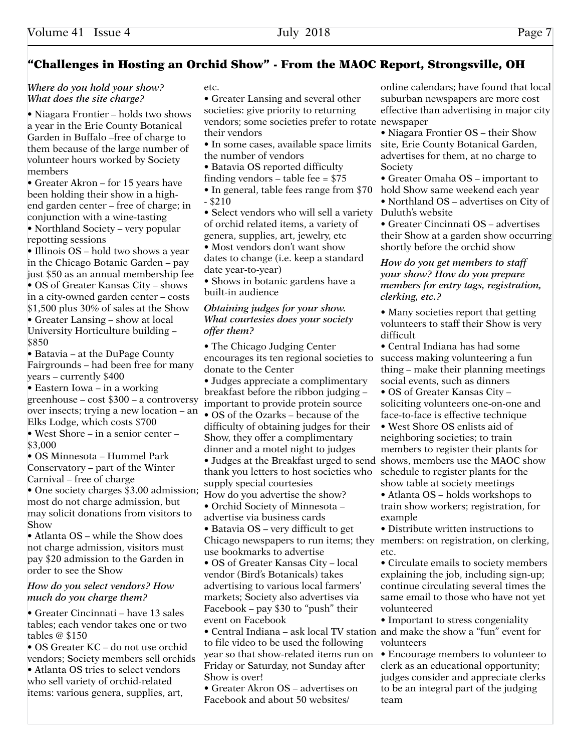## "Challenges in Hosting an Orchid Show" - From the MAOC Report, Strongsville, OH

***Where do you hold your show? What does the site charge?***

- Niagara Frontier – holds two shows a year in the Erie County Botanical Garden in Buffalo –free of charge to them because of the large number of volunteer hours worked by Society members
- Greater Akron – for 15 years have been holding their show in a high-end garden center – free of charge; in conjunction with a wine-tasting
- Northland Society – very popular repotting sessions
- Illinois OS – hold two shows a year in the Chicago Botanic Garden – pay just $50 as an annual membership fee
- OS of Greater Kansas City – shows in a city-owned garden center – costs $1,500 plus 30% of sales at the Show
- Greater Lansing – show at local University Horticulture building – $850
- Batavia – at the DuPage County Fairgrounds – had been free for many years – currently $400
- Eastern Iowa – in a working greenhouse – cost $300 – a controversy over insects; trying a new location – an Elks Lodge, which costs $700
- West Shore – in a senior center – $3,000
- OS Minnesota – Hummel Park Conservatory – part of the Winter Carnival – free of charge
- One society charges $3.00 admission; most do not charge admission, but may solicit donations from visitors to Show
- Atlanta OS – while the Show does not charge admission, visitors must pay $20 admission to the Garden in order to see the Show

***How do you select vendors? How much do you charge them?***

- Greater Cincinnati – have 13 sales tables; each vendor takes one or two tables @ $150
- OS Greater KC – do not use orchid vendors; Society members sell orchids
- Atlanta OS tries to select vendors who sell variety of orchid-related items: various genera, supplies, art, etc.
- Greater Lansing and several other societies: give priority to returning vendors; some societies prefer to rotate their vendors
- In some cases, available space limits the number of vendors
- Batavia OS reported difficulty finding vendors – table fee = $75
- In general, table fees range from $70 - $210
- Select vendors who will sell a variety of orchid related items, a variety of genera, supplies, art, jewelry, etc
- Most vendors don't want show dates to change (i.e. keep a standard date year-to-year)
- Shows in botanic gardens have a built-in audience

***Obtaining judges for your show. What courtesies does your society offer them?***

- The Chicago Judging Center encourages its ten regional societies to donate to the Center
- Judges appreciate a complimentary breakfast before the ribbon judging – important to provide protein source
- OS of the Ozarks – because of the difficulty of obtaining judges for their Show, they offer a complimentary dinner and a motel night to judges
- Judges at the Breakfast urged to send thank you letters to host societies who supply special courtesies

How do you advertise the show?

- Orchid Society of Minnesota – advertise via business cards
- Batavia OS – very difficult to get Chicago newspapers to run items; they use bookmarks to advertise
- OS of Greater Kansas City – local vendor (Bird's Botanicals) takes advertising to various local farmers' markets; Society also advertises via Facebook – pay $30 to "push" their event on Facebook
- Central Indiana – ask local TV station to file video to be used the following year so that show-related items run on Friday or Saturday, not Sunday after Show is over!
- Greater Akron OS – advertises on Facebook and about 50 websites/online calendars; have found that local suburban newspapers are more cost effective than advertising in major city newspaper
- Niagara Frontier OS – their Show site, Erie County Botanical Garden, advertises for them, at no charge to Society
- Greater Omaha OS – important to hold Show same weekend each year
- Northland OS – advertises on City of Duluth's website
- Greater Cincinnati OS – advertises their Show at a garden show occurring shortly before the orchid show

***How do you get members to staff your show? How do you prepare members for entry tags, registration, clerking, etc.?***

- Many societies report that getting volunteers to staff their Show is very difficult
- Central Indiana has had some success making volunteering a fun thing – make their planning meetings social events, such as dinners
- OS of Greater Kansas City – soliciting volunteers one-on-one and face-to-face is effective technique
- West Shore OS enlists aid of neighboring societies; to train members to register their plants for shows, members use the MAOC show schedule to register plants for the show table at society meetings
- Atlanta OS – holds workshops to train show workers; registration, for example
- Distribute written instructions to members: on registration, on clerking, etc.
- Circulate emails to society members explaining the job, including sign-up; continue circulating several times the same email to those who have not yet volunteered
- Important to stress congeniality and make the show a "fun" event for volunteers
- Encourage members to volunteer to clerk as an educational opportunity; judges consider and appreciate clerks to be an integral part of the judging team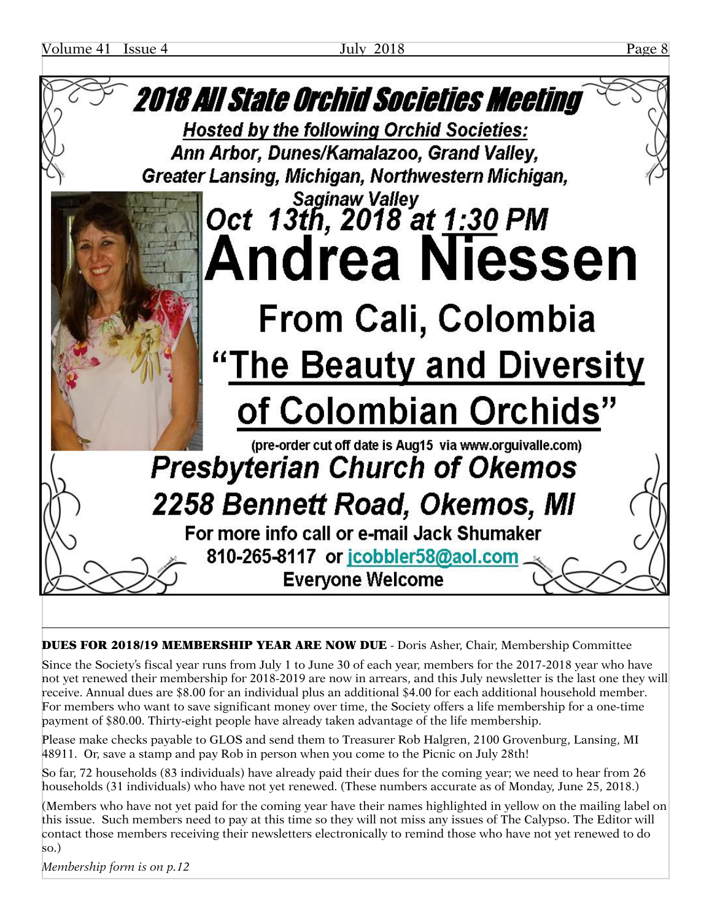# 2018 All State Orchid Societies Meeting

**Hosted by the following Orchid Societies:**

**Ann Arbor, Dunes/Kamalazoo, Grand Valley, Greater Lansing, Michigan, Northwestern Michigan, Saginaw Valley**

**Oct 13th, 2018 at 1:30 PM**

# Andrea Niessen

## From Cali, Colombia

## "The Beauty and Diversity of Colombian Orchids"

(pre-order cut off date is Aug15 via www.orguivalle.com)

**Presbyterian Church of Okemos**

**2258 Bennett Road, Okemos, MI**

For more info call or e-mail Jack Shumaker

810-265-8117 or jcobbler58@aol.com

**Everyone Welcome**

---

**DUES FOR 2018/19 MEMBERSHIP YEAR ARE NOW DUE** - Doris Asher, Chair, Membership Committee

Since the Society's fiscal year runs from July 1 to June 30 of each year, members for the 2017-2018 year who have not yet renewed their membership for 2018-2019 are now in arrears, and this July newsletter is the last one they will receive. Annual dues are $8.00 for an individual plus an additional $4.00 for each additional household member. For members who want to save significant money over time, the Society offers a life membership for a one-time payment of $80.00. Thirty-eight people have already taken advantage of the life membership.

Please make checks payable to GLOS and send them to Treasurer Rob Halgren, 2100 Grovenburg, Lansing, MI 48911. Or, save a stamp and pay Rob in person when you come to the Picnic on July 28th!

So far, 72 households (83 individuals) have already paid their dues for the coming year; we need to hear from 26 households (31 individuals) who have not yet renewed. (These numbers accurate as of Monday, June 25, 2018.)

(Members who have not yet paid for the coming year have their names highlighted in yellow on the mailing label on this issue. Such members need to pay at this time so they will not miss any issues of The Calypso. The Editor will contact those members receiving their newsletters electronically to remind those who have not yet renewed to do so.)

*Membership form is on p.12*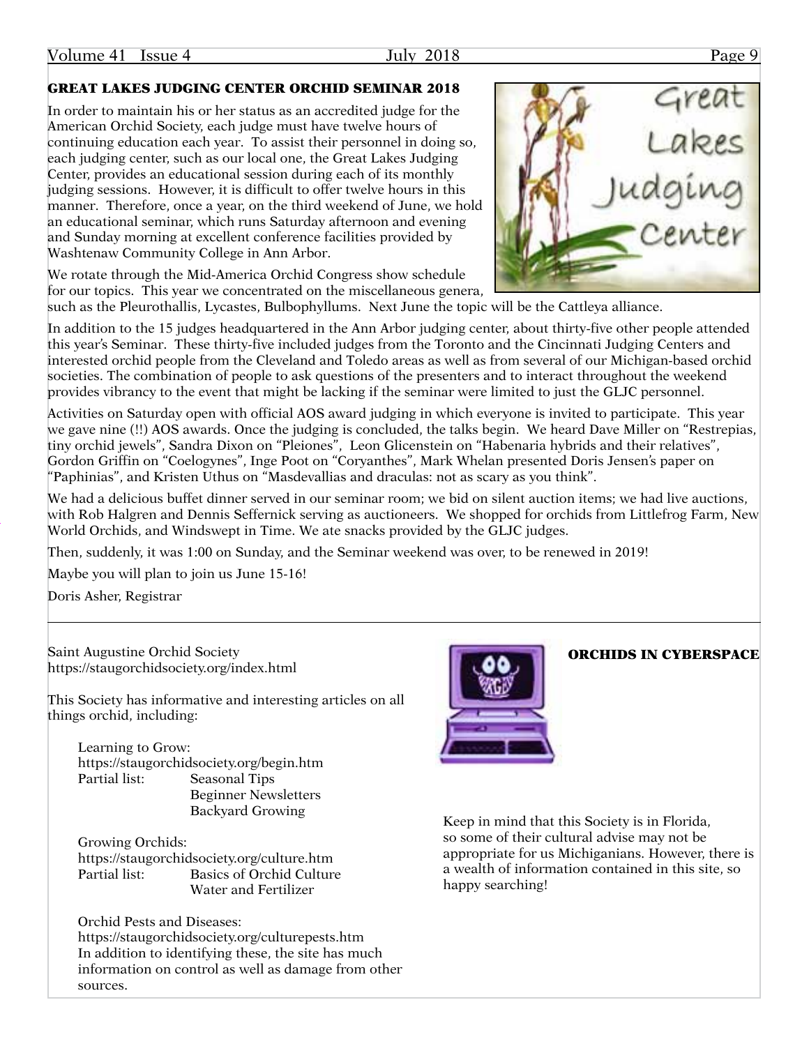## GREAT LAKES JUDGING CENTER ORCHID SEMINAR 2018

In order to maintain his or her status as an accredited judge for the American Orchid Society, each judge must have twelve hours of continuing education each year. To assist their personnel in doing so, each judging center, such as our local one, the Great Lakes Judging Center, provides an educational session during each of its monthly judging sessions. However, it is difficult to offer twelve hours in this manner. Therefore, once a year, on the third weekend of June, we hold an educational seminar, which runs Saturday afternoon and evening and Sunday morning at excellent conference facilities provided by Washtenaw Community College in Ann Arbor.

We rotate through the Mid-America Orchid Congress show schedule for our topics. This year we concentrated on the miscellaneous genera, such as the Pleurothallis, Lycastes, Bulbophyllums. Next June the topic will be the Cattleya alliance.

In addition to the 15 judges headquartered in the Ann Arbor judging center, about thirty-five other people attended this year's Seminar. These thirty-five included judges from the Toronto and the Cincinnati Judging Centers and interested orchid people from the Cleveland and Toledo areas as well as from several of our Michigan-based orchid societies. The combination of people to ask questions of the presenters and to interact throughout the weekend provides vibrancy to the event that might be lacking if the seminar were limited to just the GLJC personnel.

Activities on Saturday open with official AOS award judging in which everyone is invited to participate. This year we gave nine (!!) AOS awards. Once the judging is concluded, the talks begin. We heard Dave Miller on "Restrepias, tiny orchid jewels", Sandra Dixon on "Pleiones", Leon Glicenstein on "Habenaria hybrids and their relatives", Gordon Griffin on "Coelogynes", Inge Poot on "Coryanthes", Mark Whelan presented Doris Jensen's paper on "Paphinias", and Kristen Uthus on "Masdevallias and draculas: not as scary as you think".

We had a delicious buffet dinner served in our seminar room; we bid on silent auction items; we had live auctions, with Rob Halgren and Dennis Seffernick serving as auctioneers. We shopped for orchids from Littlefrog Farm, New World Orchids, and Windswept in Time. We ate snacks provided by the GLJC judges.

Then, suddenly, it was 1:00 on Sunday, and the Seminar weekend was over, to be renewed in 2019!

Maybe you will plan to join us June 15-16!

Doris Asher, Registrar

---

## ORCHIDS IN CYBERSPACE

Saint Augustine Orchid Society
https://staugorchidsociety.org/index.html

This Society has informative and interesting articles on all things orchid, including:

Learning to Grow:
https://staugorchidsociety.org/begin.htm
Partial list: Seasonal Tips
Beginner Newsletters
Backyard Growing

Growing Orchids:
https://staugorchidsociety.org/culture.htm
Partial list: Basics of Orchid Culture
Water and Fertilizer

Orchid Pests and Diseases:
https://staugorchidsociety.org/culturepests.htm
In addition to identifying these, the site has much information on control as well as damage from other sources.

Keep in mind that this Society is in Florida, so some of their cultural advise may not be appropriate for us Michiganians. However, there is a wealth of information contained in this site, so happy searching!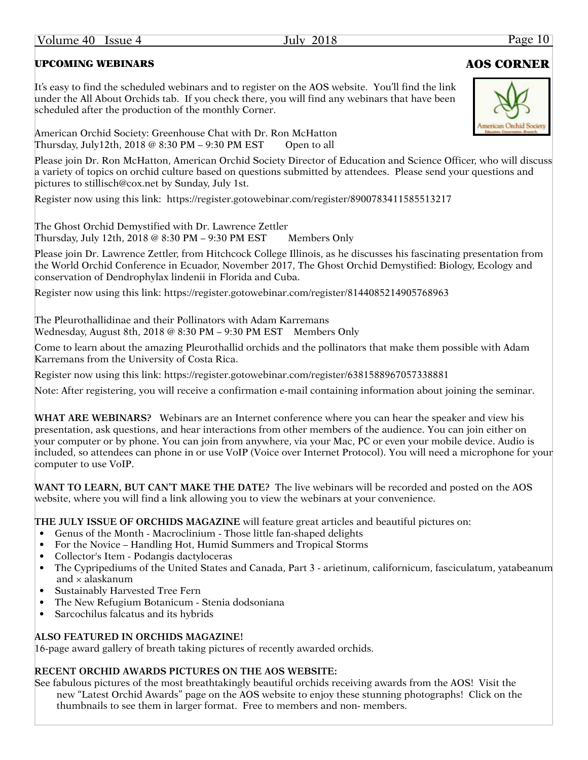## UPCOMING WEBINARS

## AOS CORNER

It's easy to find the scheduled webinars and to register on the AOS website. You'll find the link under the All About Orchids tab. If you check there, you will find any webinars that have been scheduled after the production of the monthly Corner.

American Orchid Society: Greenhouse Chat with Dr. Ron McHatton
Thursday, July12th, 2018 @ 8:30 PM – 9:30 PM EST    Open to all

Please join Dr. Ron McHatton, American Orchid Society Director of Education and Science Officer, who will discuss a variety of topics on orchid culture based on questions submitted by attendees. Please send your questions and pictures to stillisch@cox.net by Sunday, July 1st.

Register now using this link: https://register.gotowebinar.com/register/8900783411585513217

The Ghost Orchid Demystified with Dr. Lawrence Zettler
Thursday, July 12th, 2018 @ 8:30 PM – 9:30 PM EST    Members Only

Please join Dr. Lawrence Zettler, from Hitchcock College Illinois, as he discusses his fascinating presentation from the World Orchid Conference in Ecuador, November 2017, The Ghost Orchid Demystified: Biology, Ecology and conservation of Dendrophylax lindenii in Florida and Cuba.

Register now using this link: https://register.gotowebinar.com/register/8144085214905768963

The Pleurothallidinae and their Pollinators with Adam Karremans
Wednesday, August 8th, 2018 @ 8:30 PM – 9:30 PM EST    Members Only

Come to learn about the amazing Pleurothallid orchids and the pollinators that make them possible with Adam Karremans from the University of Costa Rica.

Register now using this link: https://register.gotowebinar.com/register/6381588967057338881

Note: After registering, you will receive a confirmation e-mail containing information about joining the seminar.

**WHAT ARE WEBINARS?** Webinars are an Internet conference where you can hear the speaker and view his presentation, ask questions, and hear interactions from other members of the audience. You can join either on your computer or by phone. You can join from anywhere, via your Mac, PC or even your mobile device. Audio is included, so attendees can phone in or use VoIP (Voice over Internet Protocol). You will need a microphone for your computer to use VoIP.

**WANT TO LEARN, BUT CAN'T MAKE THE DATE?** The live webinars will be recorded and posted on the AOS website, where you will find a link allowing you to view the webinars at your convenience.

**THE JULY ISSUE OF ORCHIDS MAGAZINE** will feature great articles and beautiful pictures on:

- Genus of the Month - Macroclinium - Those little fan-shaped delights
- For the Novice – Handling Hot, Humid Summers and Tropical Storms
- Collector's Item - Podangis dactyloceras
- The Cypripediums of the United States and Canada, Part 3 - arietinum, californicum, fasciculatum, yatabeanum and × alaskanum
- Sustainably Harvested Tree Fern
- The New Refugium Botanicum - Stenia dodsoniana
- Sarcochilus falcatus and its hybrids

**ALSO FEATURED IN ORCHIDS MAGAZINE!**
16-page award gallery of breath taking pictures of recently awarded orchids.

**RECENT ORCHID AWARDS PICTURES ON THE AOS WEBSITE:**
See fabulous pictures of the most breathtakingly beautiful orchids receiving awards from the AOS! Visit the new "Latest Orchid Awards" page on the AOS website to enjoy these stunning photographs! Click on the thumbnails to see them in larger format. Free to members and non- members.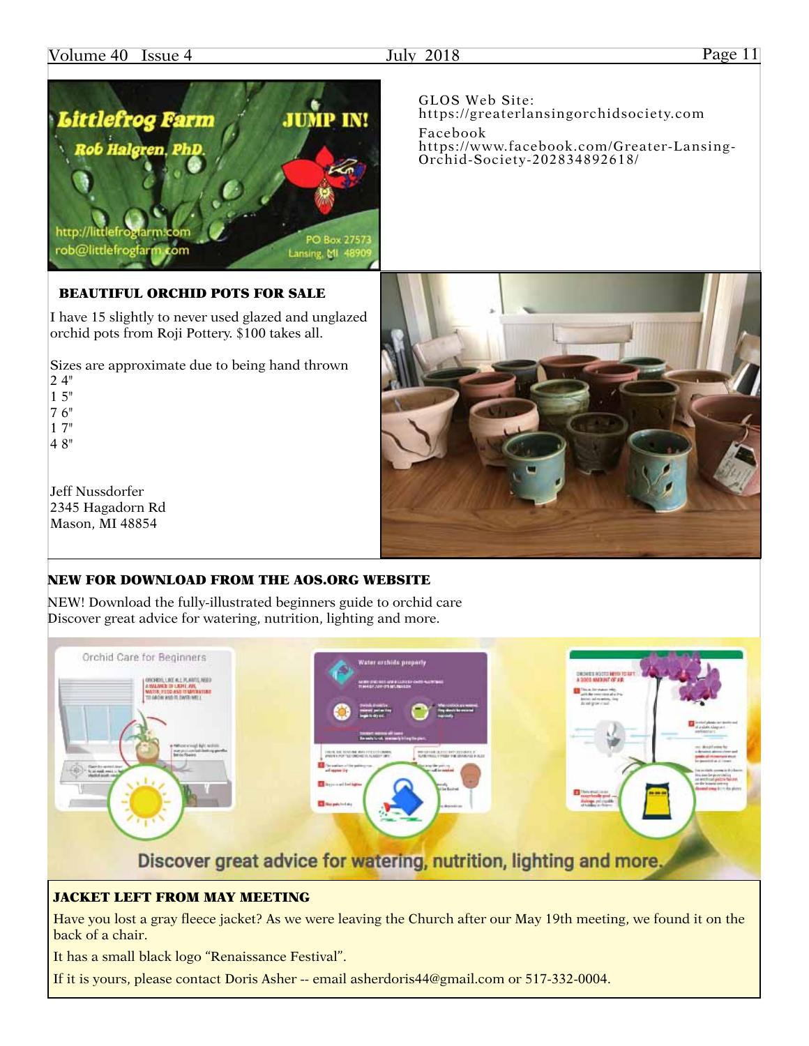Littlefrog Farm

Rob Halgren, PhD.

JUMP IN!

http://littlefrogfarm.com
rob@littlefrogfarm.com

PO Box 27573
Lansing, MI 48909

GLOS Web Site:
https://greaterlansingorchidsociety.com

Facebook
https://www.facebook.com/Greater-Lansing-Orchid-Society-202834892618/

### BEAUTIFUL ORCHID POTS FOR SALE

I have 15 slightly to never used glazed and unglazed orchid pots from Roji Pottery. $100 takes all.

Sizes are approximate due to being hand thrown
2 4"
1 5"
7 6"
1 7"
4 8"

Jeff Nussdorfer
2345 Hagadorn Rd
Mason, MI 48854

### NEW FOR DOWNLOAD FROM THE AOS.ORG WEBSITE

NEW! Download the fully-illustrated beginners guide to orchid care
Discover great advice for watering, nutrition, lighting and more.

Orchid Care for Beginners

Water orchids properly

Discover great advice for watering, nutrition, lighting and more.

### JACKET LEFT FROM MAY MEETING

Have you lost a gray fleece jacket? As we were leaving the Church after our May 19th meeting, we found it on the back of a chair.

It has a small black logo "Renaissance Festival".

If it is yours, please contact Doris Asher -- email asherdoris44@gmail.com or 517-332-0004.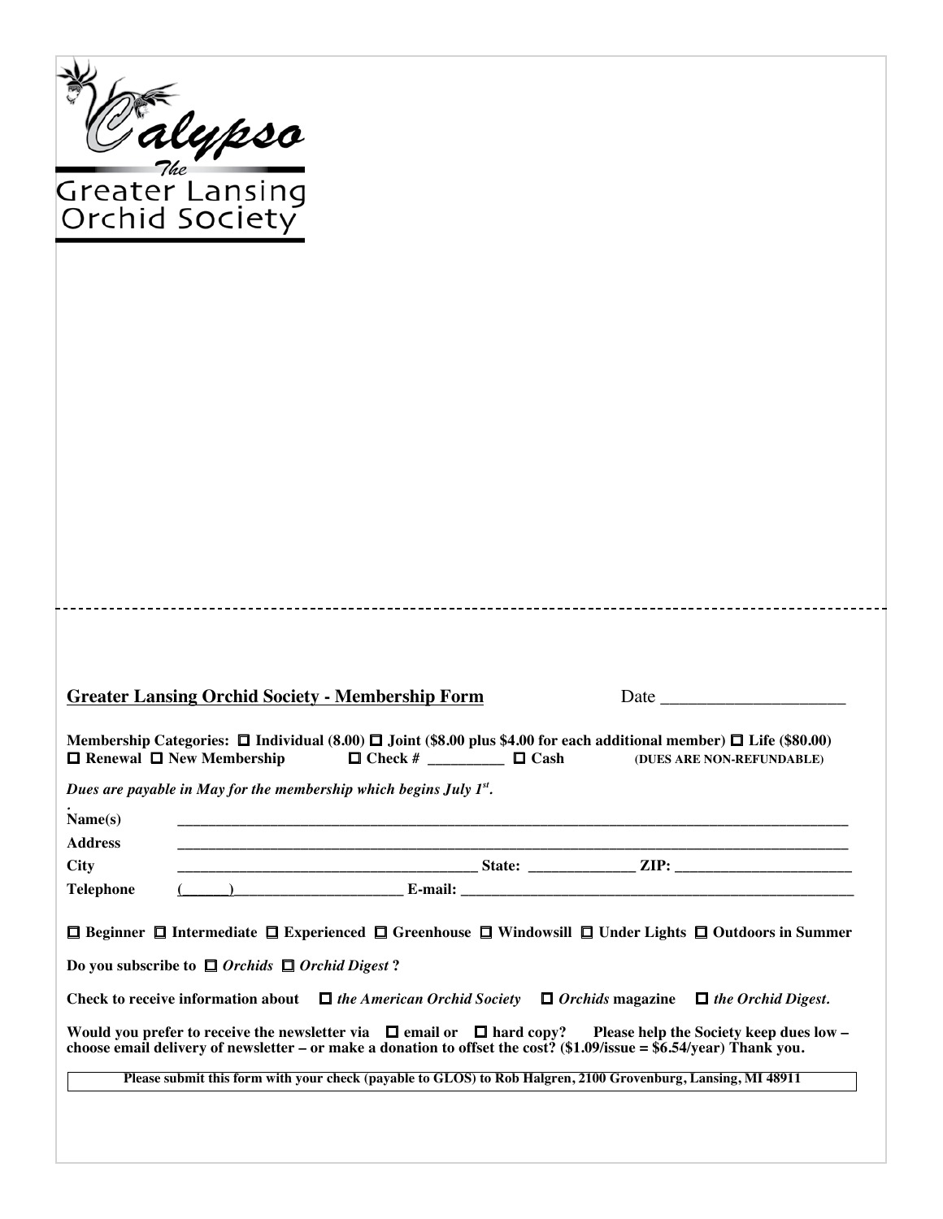Calypso

The Greater Lansing Orchid Society

---

**Greater Lansing Orchid Society - Membership Form** Date ____________________

**Membership Categories: ☐ Individual (8.00) ☐ Joint ($8.00 plus $4.00 for each additional member) ☐ Life ($80.00)**
**☐ Renewal ☐ New Membership ☐ Check # __________ ☐ Cash (DUES ARE NON-REFUNDABLE)**

***Dues are payable in May for the membership which begins July 1st.***

**Name(s)** ____________________________________________

**Address** ____________________________________________

**City** ______________________ **State:** ____________ **ZIP:** ____________

**Telephone** (______)____________________ **E-mail:** ______________________

**☐ Beginner ☐ Intermediate ☐ Experienced ☐ Greenhouse ☐ Windowsill ☐ Under Lights ☐ Outdoors in Summer**

**Do you subscribe to ☐ *Orchids* ☐ *Orchid Digest* ?**

**Check to receive information about ☐ *the American Orchid Society* ☐ *Orchids* magazine ☐ *the Orchid Digest*.**

**Would you prefer to receive the newsletter via ☐ email or ☐ hard copy? Please help the Society keep dues low – choose email delivery of newsletter – or make a donation to offset the cost? ($1.09/issue = $6.54/year) Thank you.**

**Please submit this form with your check (payable to GLOS) to Rob Halgren, 2100 Grovenburg, Lansing, MI 48911**